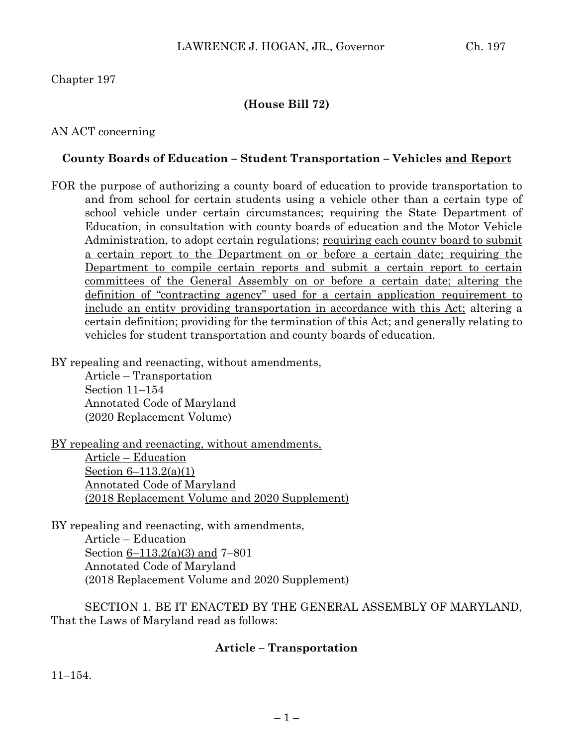Chapter 197

**(House Bill 72)**

AN ACT concerning

**County Boards of Education – Student Transportation – Vehicles and Report**

FOR the purpose of authorizing a county board of education to provide transportation to and from school for certain students using a vehicle other than a certain type of school vehicle under certain circumstances; requiring the State Department of Education, in consultation with county boards of education and the Motor Vehicle Administration, to adopt certain regulations; requiring each county board to submit a certain report to the Department on or before a certain date; requiring the Department to compile certain reports and submit a certain report to certain committees of the General Assembly on or before a certain date; altering the definition of "contracting agency" used for a certain application requirement to include an entity providing transportation in accordance with this Act; altering a certain definition; providing for the termination of this Act; and generally relating to vehicles for student transportation and county boards of education.

BY repealing and reenacting, without amendments,
Article – Transportation
Section 11–154
Annotated Code of Maryland
(2020 Replacement Volume)

BY repealing and reenacting, without amendments,
Article – Education
Section 6–113.2(a)(1)
Annotated Code of Maryland
(2018 Replacement Volume and 2020 Supplement)

BY repealing and reenacting, with amendments,
Article – Education
Section 6–113.2(a)(3) and 7–801
Annotated Code of Maryland
(2018 Replacement Volume and 2020 Supplement)

SECTION 1. BE IT ENACTED BY THE GENERAL ASSEMBLY OF MARYLAND, That the Laws of Maryland read as follows:

**Article – Transportation**

11–154.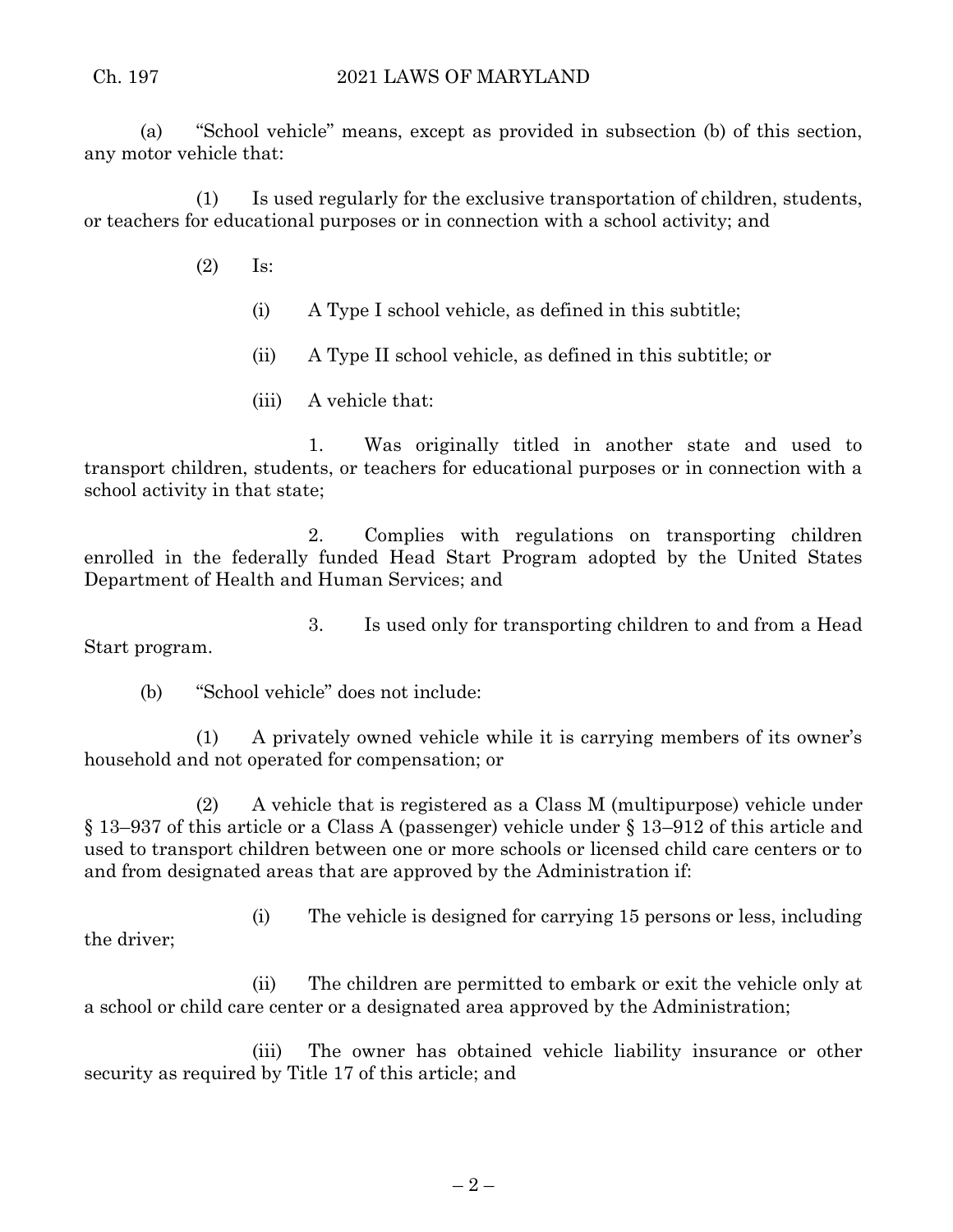(a) "School vehicle" means, except as provided in subsection (b) of this section, any motor vehicle that:

(1) Is used regularly for the exclusive transportation of children, students, or teachers for educational purposes or in connection with a school activity; and

(2) Is:

(i) A Type I school vehicle, as defined in this subtitle;

(ii) A Type II school vehicle, as defined in this subtitle; or

(iii) A vehicle that:

1. Was originally titled in another state and used to transport children, students, or teachers for educational purposes or in connection with a school activity in that state;

2. Complies with regulations on transporting children enrolled in the federally funded Head Start Program adopted by the United States Department of Health and Human Services; and

3. Is used only for transporting children to and from a Head Start program.

(b) "School vehicle" does not include:

(1) A privately owned vehicle while it is carrying members of its owner's household and not operated for compensation; or

(2) A vehicle that is registered as a Class M (multipurpose) vehicle under § 13–937 of this article or a Class A (passenger) vehicle under § 13–912 of this article and used to transport children between one or more schools or licensed child care centers or to and from designated areas that are approved by the Administration if:

(i) The vehicle is designed for carrying 15 persons or less, including the driver;

(ii) The children are permitted to embark or exit the vehicle only at a school or child care center or a designated area approved by the Administration;

(iii) The owner has obtained vehicle liability insurance or other security as required by Title 17 of this article; and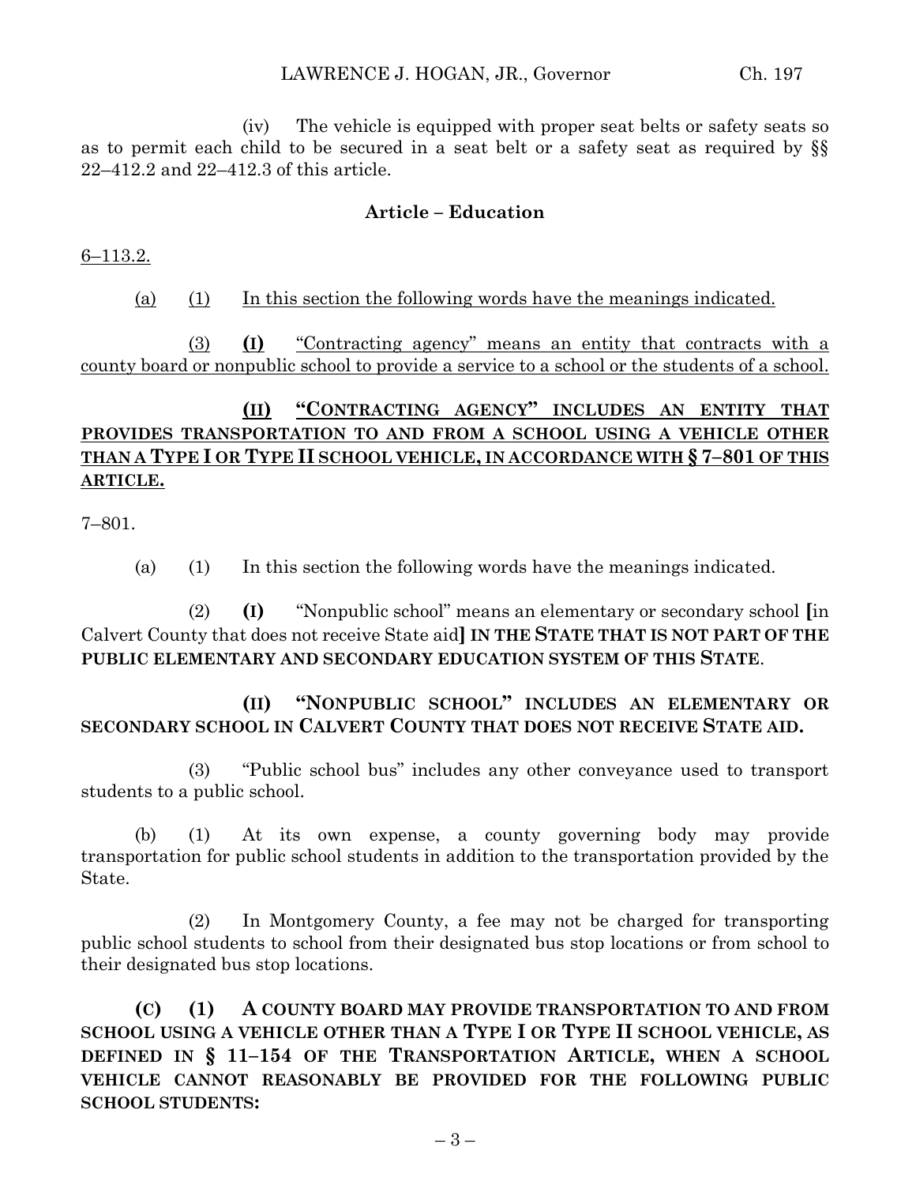(iv) The vehicle is equipped with proper seat belts or safety seats so as to permit each child to be secured in a seat belt or a safety seat as required by §§ 22–412.2 and 22–412.3 of this article.

**Article – Education**

6–113.2.

(a) (1) In this section the following words have the meanings indicated.

(3) **(I)** "Contracting agency" means an entity that contracts with a county board or nonpublic school to provide a service to a school or the students of a school.

**(II) "CONTRACTING AGENCY" INCLUDES AN ENTITY THAT PROVIDES TRANSPORTATION TO AND FROM A SCHOOL USING A VEHICLE OTHER THAN A TYPE I OR TYPE II SCHOOL VEHICLE, IN ACCORDANCE WITH § 7–801 OF THIS ARTICLE.**

7–801.

(a) (1) In this section the following words have the meanings indicated.

(2) **(I)** "Nonpublic school" means an elementary or secondary school **[**in Calvert County that does not receive State aid**] IN THE STATE THAT IS NOT PART OF THE PUBLIC ELEMENTARY AND SECONDARY EDUCATION SYSTEM OF THIS STATE**.

**(II) "NONPUBLIC SCHOOL" INCLUDES AN ELEMENTARY OR SECONDARY SCHOOL IN CALVERT COUNTY THAT DOES NOT RECEIVE STATE AID.**

(3) "Public school bus" includes any other conveyance used to transport students to a public school.

(b) (1) At its own expense, a county governing body may provide transportation for public school students in addition to the transportation provided by the State.

(2) In Montgomery County, a fee may not be charged for transporting public school students to school from their designated bus stop locations or from school to their designated bus stop locations.

**(C) (1) A COUNTY BOARD MAY PROVIDE TRANSPORTATION TO AND FROM SCHOOL USING A VEHICLE OTHER THAN A TYPE I OR TYPE II SCHOOL VEHICLE, AS DEFINED IN § 11–154 OF THE TRANSPORTATION ARTICLE, WHEN A SCHOOL VEHICLE CANNOT REASONABLY BE PROVIDED FOR THE FOLLOWING PUBLIC SCHOOL STUDENTS:**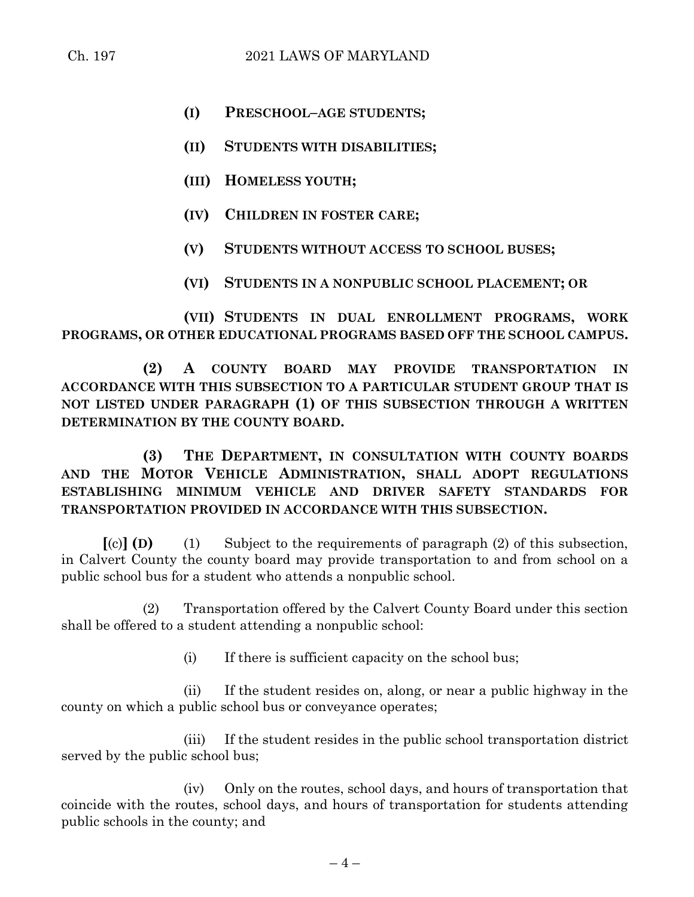**(I) PRESCHOOL–AGE STUDENTS;**

**(II) STUDENTS WITH DISABILITIES;**

**(III) HOMELESS YOUTH;**

**(IV) CHILDREN IN FOSTER CARE;**

**(V) STUDENTS WITHOUT ACCESS TO SCHOOL BUSES;**

**(VI) STUDENTS IN A NONPUBLIC SCHOOL PLACEMENT; OR**

**(VII) STUDENTS IN DUAL ENROLLMENT PROGRAMS, WORK PROGRAMS, OR OTHER EDUCATIONAL PROGRAMS BASED OFF THE SCHOOL CAMPUS.**

**(2) A COUNTY BOARD MAY PROVIDE TRANSPORTATION IN ACCORDANCE WITH THIS SUBSECTION TO A PARTICULAR STUDENT GROUP THAT IS NOT LISTED UNDER PARAGRAPH (1) OF THIS SUBSECTION THROUGH A WRITTEN DETERMINATION BY THE COUNTY BOARD.**

**(3) THE DEPARTMENT, IN CONSULTATION WITH COUNTY BOARDS AND THE MOTOR VEHICLE ADMINISTRATION, SHALL ADOPT REGULATIONS ESTABLISHING MINIMUM VEHICLE AND DRIVER SAFETY STANDARDS FOR TRANSPORTATION PROVIDED IN ACCORDANCE WITH THIS SUBSECTION.**

**[**(c)**] (D)** (1) Subject to the requirements of paragraph (2) of this subsection, in Calvert County the county board may provide transportation to and from school on a public school bus for a student who attends a nonpublic school.

(2) Transportation offered by the Calvert County Board under this section shall be offered to a student attending a nonpublic school:

(i) If there is sufficient capacity on the school bus;

(ii) If the student resides on, along, or near a public highway in the county on which a public school bus or conveyance operates;

(iii) If the student resides in the public school transportation district served by the public school bus;

(iv) Only on the routes, school days, and hours of transportation that coincide with the routes, school days, and hours of transportation for students attending public schools in the county; and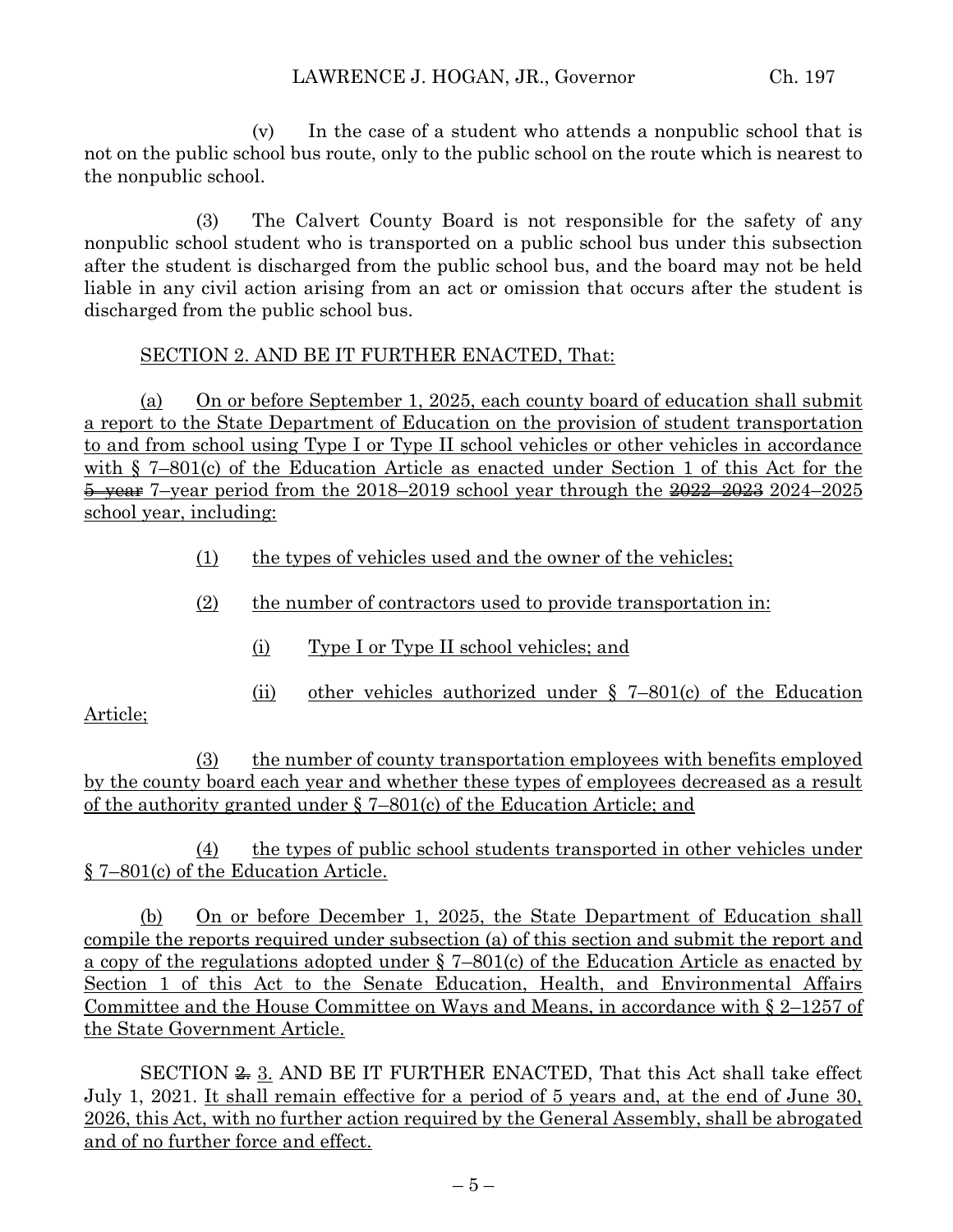(v) In the case of a student who attends a nonpublic school that is not on the public school bus route, only to the public school on the route which is nearest to the nonpublic school.

(3) The Calvert County Board is not responsible for the safety of any nonpublic school student who is transported on a public school bus under this subsection after the student is discharged from the public school bus, and the board may not be held liable in any civil action arising from an act or omission that occurs after the student is discharged from the public school bus.

SECTION 2. AND BE IT FURTHER ENACTED, That:

(a) On or before September 1, 2025, each county board of education shall submit a report to the State Department of Education on the provision of student transportation to and from school using Type I or Type II school vehicles or other vehicles in accordance with § 7–801(c) of the Education Article as enacted under Section 1 of this Act for the ~~5–year~~ 7–year period from the 2018–2019 school year through the ~~2022–2023~~ 2024–2025 school year, including:

(1) the types of vehicles used and the owner of the vehicles;

(2) the number of contractors used to provide transportation in:

(i) Type I or Type II school vehicles; and

(ii) other vehicles authorized under § 7–801(c) of the Education Article;

(3) the number of county transportation employees with benefits employed by the county board each year and whether these types of employees decreased as a result of the authority granted under § 7–801(c) of the Education Article; and

(4) the types of public school students transported in other vehicles under § 7–801(c) of the Education Article.

(b) On or before December 1, 2025, the State Department of Education shall compile the reports required under subsection (a) of this section and submit the report and a copy of the regulations adopted under § 7–801(c) of the Education Article as enacted by Section 1 of this Act to the Senate Education, Health, and Environmental Affairs Committee and the House Committee on Ways and Means, in accordance with § 2–1257 of the State Government Article.

SECTION ~~2.~~ 3. AND BE IT FURTHER ENACTED, That this Act shall take effect July 1, 2021. It shall remain effective for a period of 5 years and, at the end of June 30, 2026, this Act, with no further action required by the General Assembly, shall be abrogated and of no further force and effect.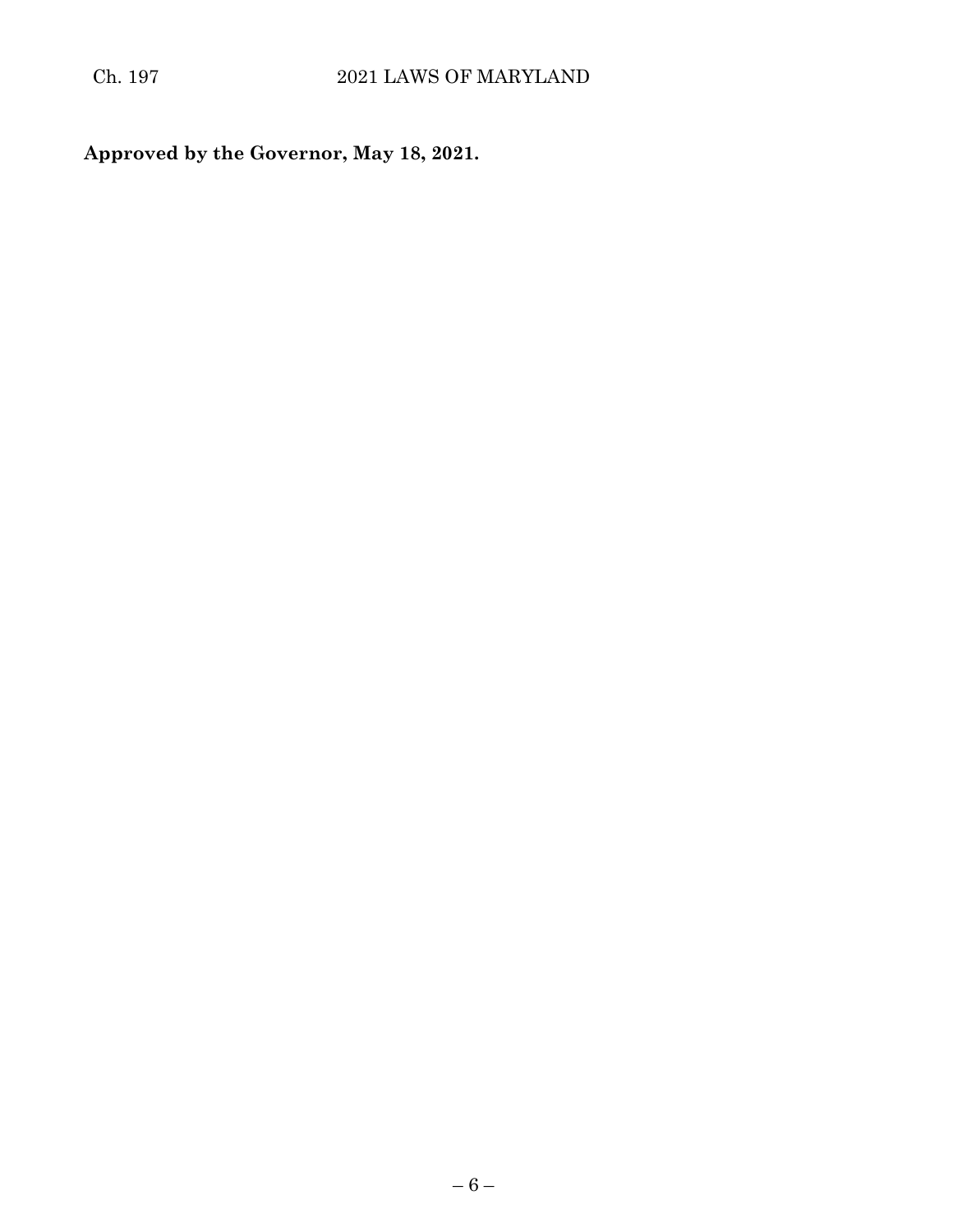**Approved by the Governor, May 18, 2021.**